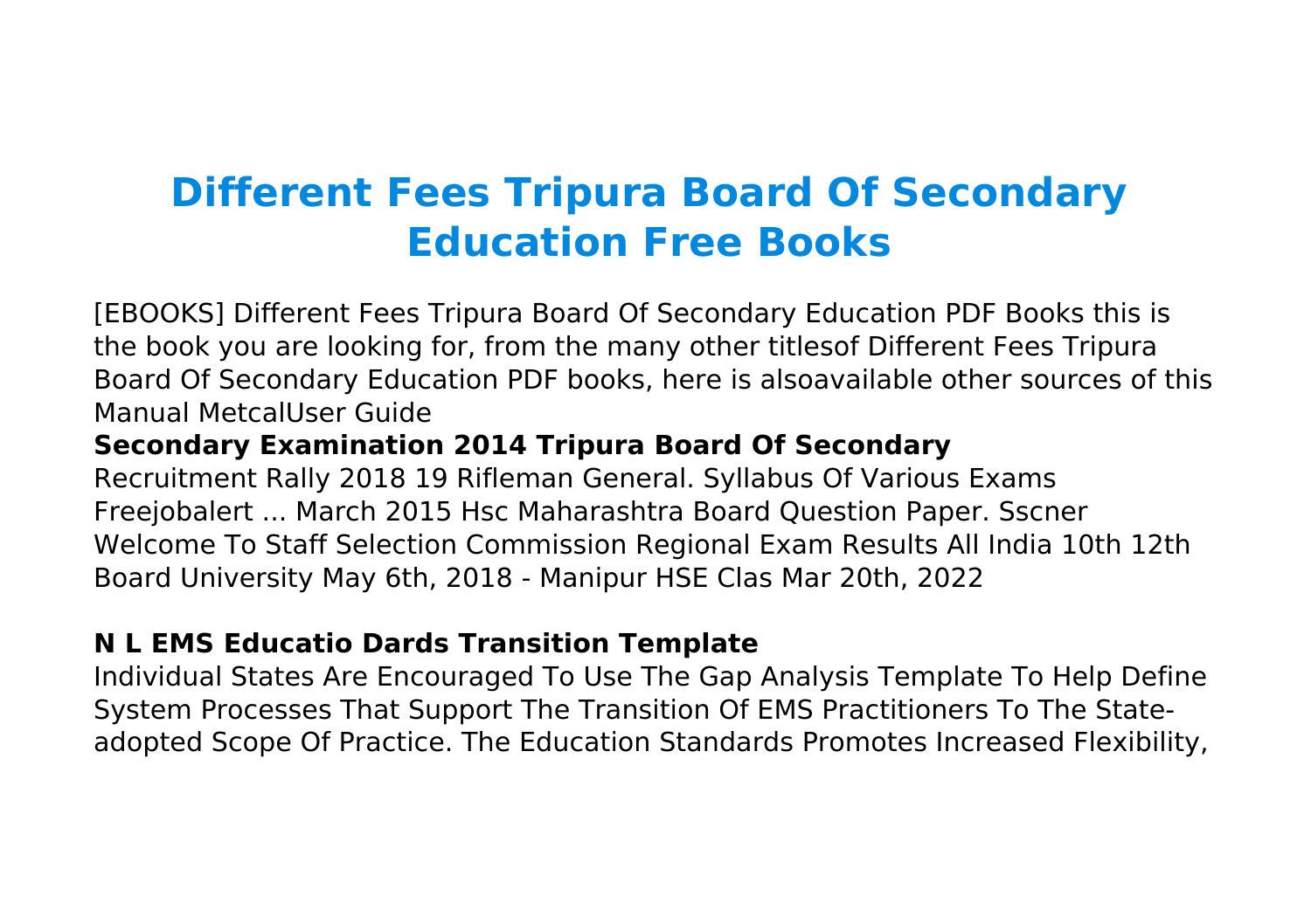# Different Fees Tripura Board Of Secondary Education Free Books

[EBOOKS] Different Fees Tripura Board Of Secondary Education PDF Books this is the book you are looking for, from the many other titlesof Different Fees Tripura Board Of Secondary Education PDF books, here is alsoavailable other sources of this Manual MetcalUser Guide

### Secondary Examination 2014 Tripura Board Of Secondary

Recruitment Rally 2018 19 Rifleman General. Syllabus Of Various Exams Freejobalert ... March 2015 Hsc Maharashtra Board Question Paper. Sscner Welcome To Staff Selection Commission Regional Exam Results All India 10th 12th Board University May 6th, 2018 - Manipur HSE Clas Mar 20th, 2022

### N L EMS Educatio Dards Transition Template

Individual States Are Encouraged To Use The Gap Analysis Template To Help Define System Processes That Support The Transition Of EMS Practitioners To The State-adopted Scope Of Practice. The Education Standards Promotes Increased Flexibility,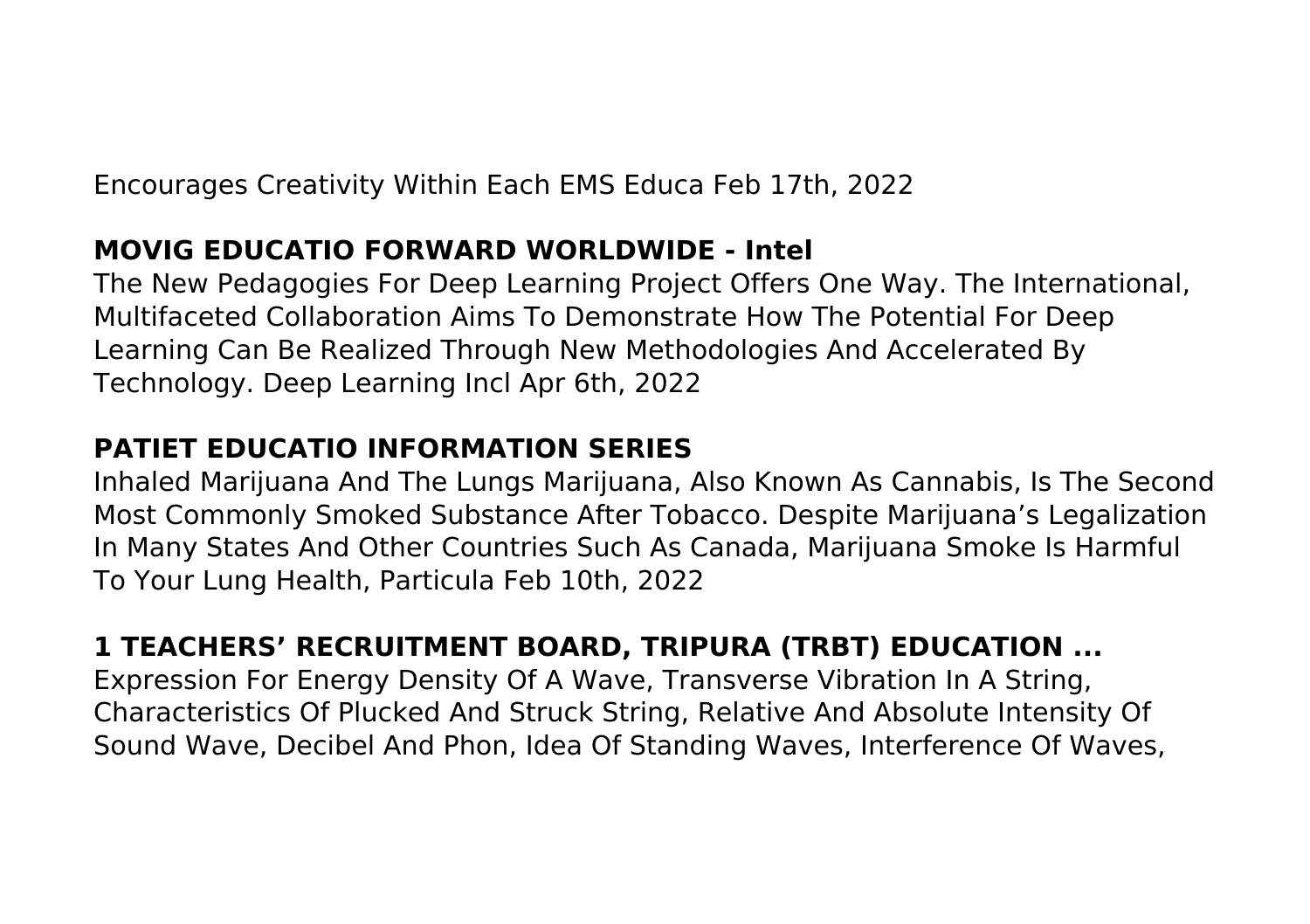Encourages Creativity Within Each EMS Educa Feb 17th, 2022

### MOVIG EDUCATIO FORWARD WORLDWIDE - Intel

The New Pedagogies For Deep Learning Project Offers One Way. The International, Multifaceted Collaboration Aims To Demonstrate How The Potential For Deep Learning Can Be Realized Through New Methodologies And Accelerated By Technology. Deep Learning Incl Apr 6th, 2022

### PATIET EDUCATIO INFORMATION SERIES

Inhaled Marijuana And The Lungs Marijuana, Also Known As Cannabis, Is The Second Most Commonly Smoked Substance After Tobacco. Despite Marijuana's Legalization In Many States And Other Countries Such As Canada, Marijuana Smoke Is Harmful To Your Lung Health, Particula Feb 10th, 2022

### 1 TEACHERS' RECRUITMENT BOARD, TRIPURA (TRBT) EDUCATION ...

Expression For Energy Density Of A Wave, Transverse Vibration In A String, Characteristics Of Plucked And Struck String, Relative And Absolute Intensity Of Sound Wave, Decibel And Phon, Idea Of Standing Waves, Interference Of Waves,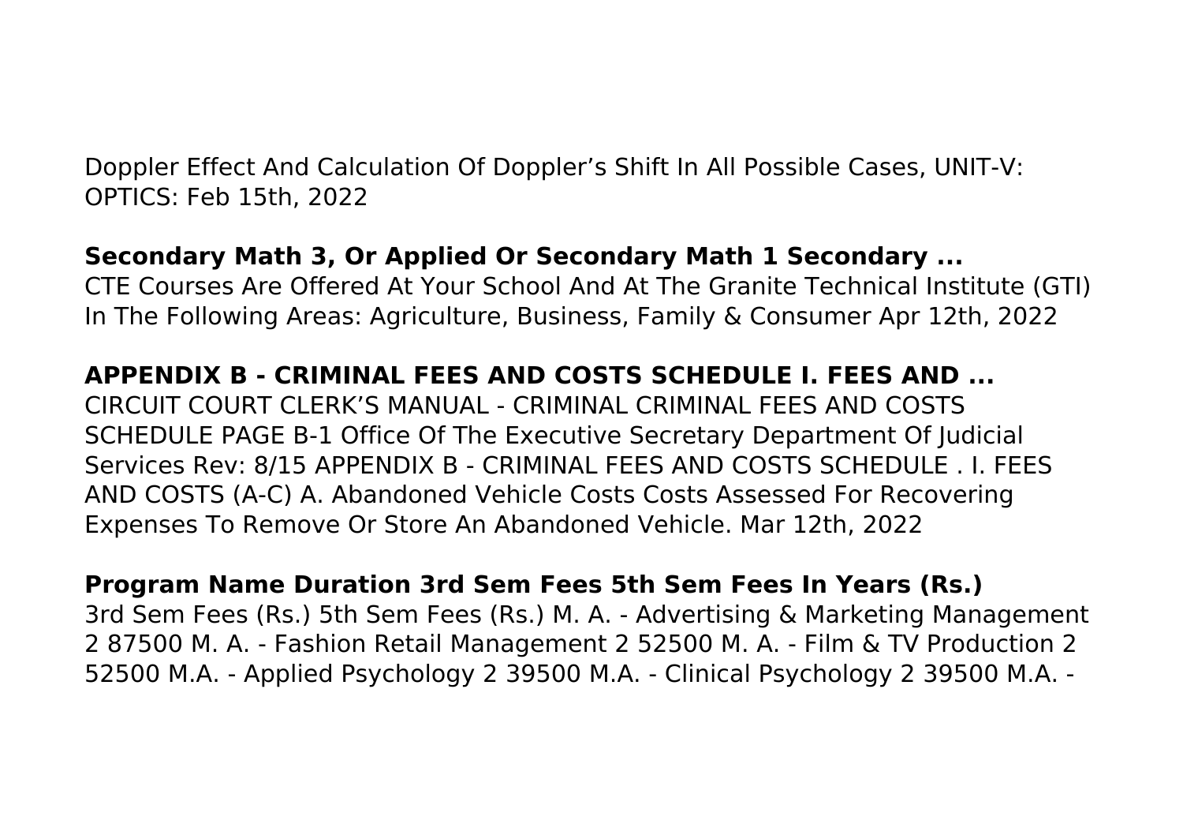Doppler Effect And Calculation Of Doppler's Shift In All Possible Cases, UNIT-V: OPTICS: Feb 15th, 2022

**Secondary Math 3, Or Applied Or Secondary Math 1 Secondary ...**

CTE Courses Are Offered At Your School And At The Granite Technical Institute (GTI) In The Following Areas: Agriculture, Business, Family & Consumer Apr 12th, 2022

**APPENDIX B - CRIMINAL FEES AND COSTS SCHEDULE I. FEES AND ...**

CIRCUIT COURT CLERK'S MANUAL - CRIMINAL CRIMINAL FEES AND COSTS SCHEDULE PAGE B-1 Office Of The Executive Secretary Department Of Judicial Services Rev: 8/15 APPENDIX B - CRIMINAL FEES AND COSTS SCHEDULE . I. FEES AND COSTS (A-C) A. Abandoned Vehicle Costs Costs Assessed For Recovering Expenses To Remove Or Store An Abandoned Vehicle. Mar 12th, 2022

**Program Name Duration 3rd Sem Fees 5th Sem Fees In Years (Rs.)**

3rd Sem Fees (Rs.) 5th Sem Fees (Rs.) M. A. - Advertising & Marketing Management 2 87500 M. A. - Fashion Retail Management 2 52500 M. A. - Film & TV Production 2 52500 M.A. - Applied Psychology 2 39500 M.A. - Clinical Psychology 2 39500 M.A. -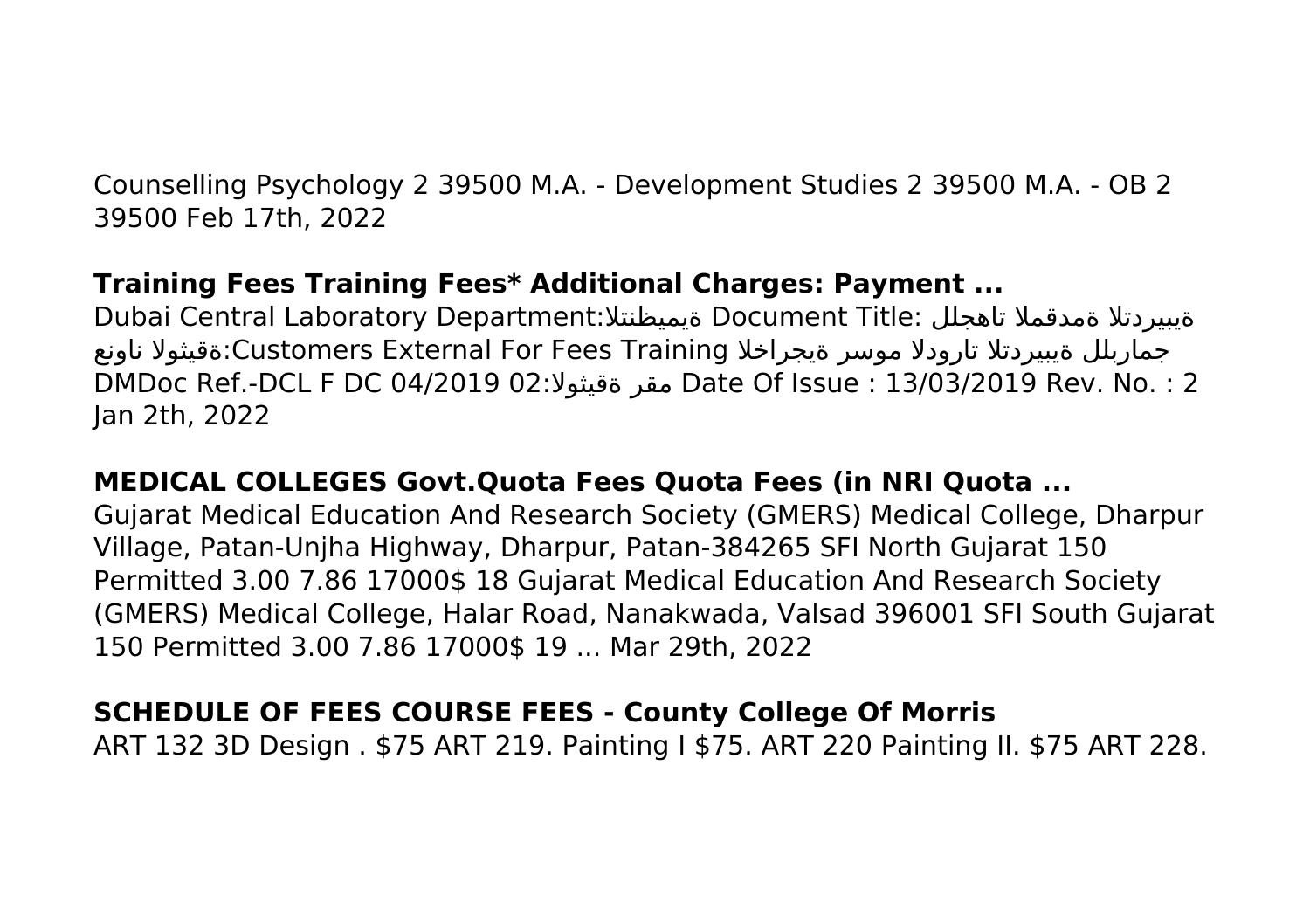Counselling Psychology 2 39500 M.A. - Development Studies 2 39500 M.A. - OB 2 39500 Feb 17th, 2022

**Training Fees Training Fees* Additional Charges: Payment ...**

Dubai Central Laboratory Department:ةيميظنتلا Document Title: ةيبيردتلا ةمدقملا تاهجلل جماربلل ةيبيردتلا تارودلا موسر ةيجراخلا ةقيثولا ناونع:Customers External For Fees Training DMDoc Ref.-DCL F DC 04/2019 02:ةقيثولا مقر Date Of Issue : 13/03/2019 Rev. No. : 2 Jan 2th, 2022

**MEDICAL COLLEGES Govt.Quota Fees Quota Fees (in NRI Quota ...**

Gujarat Medical Education And Research Society (GMERS) Medical College, Dharpur Village, Patan-Unjha Highway, Dharpur, Patan-384265 SFI North Gujarat 150 Permitted 3.00 7.86 17000$ 18 Gujarat Medical Education And Research Society (GMERS) Medical College, Halar Road, Nanakwada, Valsad 396001 SFI South Gujarat 150 Permitted 3.00 7.86 17000$ 19 ... Mar 29th, 2022

**SCHEDULE OF FEES COURSE FEES - County College Of Morris**

ART 132 3D Design . $75 ART 219. Painting I $75. ART 220 Painting II. $75 ART 228.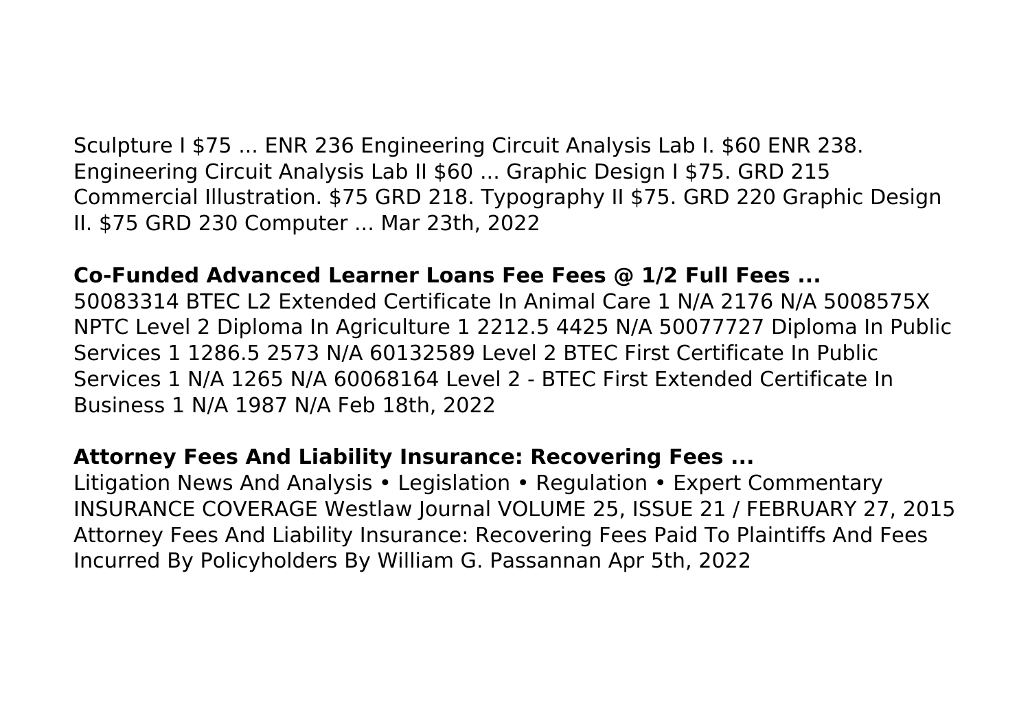Sculpture I $75 ... ENR 236 Engineering Circuit Analysis Lab I. $60 ENR 238. Engineering Circuit Analysis Lab II $60 ... Graphic Design I $75. GRD 215 Commercial Illustration. $75 GRD 218. Typography II $75. GRD 220 Graphic Design II. $75 GRD 230 Computer ... Mar 23th, 2022

**Co-Funded Advanced Learner Loans Fee Fees @ 1/2 Full Fees ...**

50083314 BTEC L2 Extended Certificate In Animal Care 1 N/A 2176 N/A 5008575X NPTC Level 2 Diploma In Agriculture 1 2212.5 4425 N/A 50077727 Diploma In Public Services 1 1286.5 2573 N/A 60132589 Level 2 BTEC First Certificate In Public Services 1 N/A 1265 N/A 60068164 Level 2 - BTEC First Extended Certificate In Business 1 N/A 1987 N/A Feb 18th, 2022

**Attorney Fees And Liability Insurance: Recovering Fees ...**

Litigation News And Analysis • Legislation • Regulation • Expert Commentary INSURANCE COVERAGE Westlaw Journal VOLUME 25, ISSUE 21 / FEBRUARY 27, 2015 Attorney Fees And Liability Insurance: Recovering Fees Paid To Plaintiffs And Fees Incurred By Policyholders By William G. Passannan Apr 5th, 2022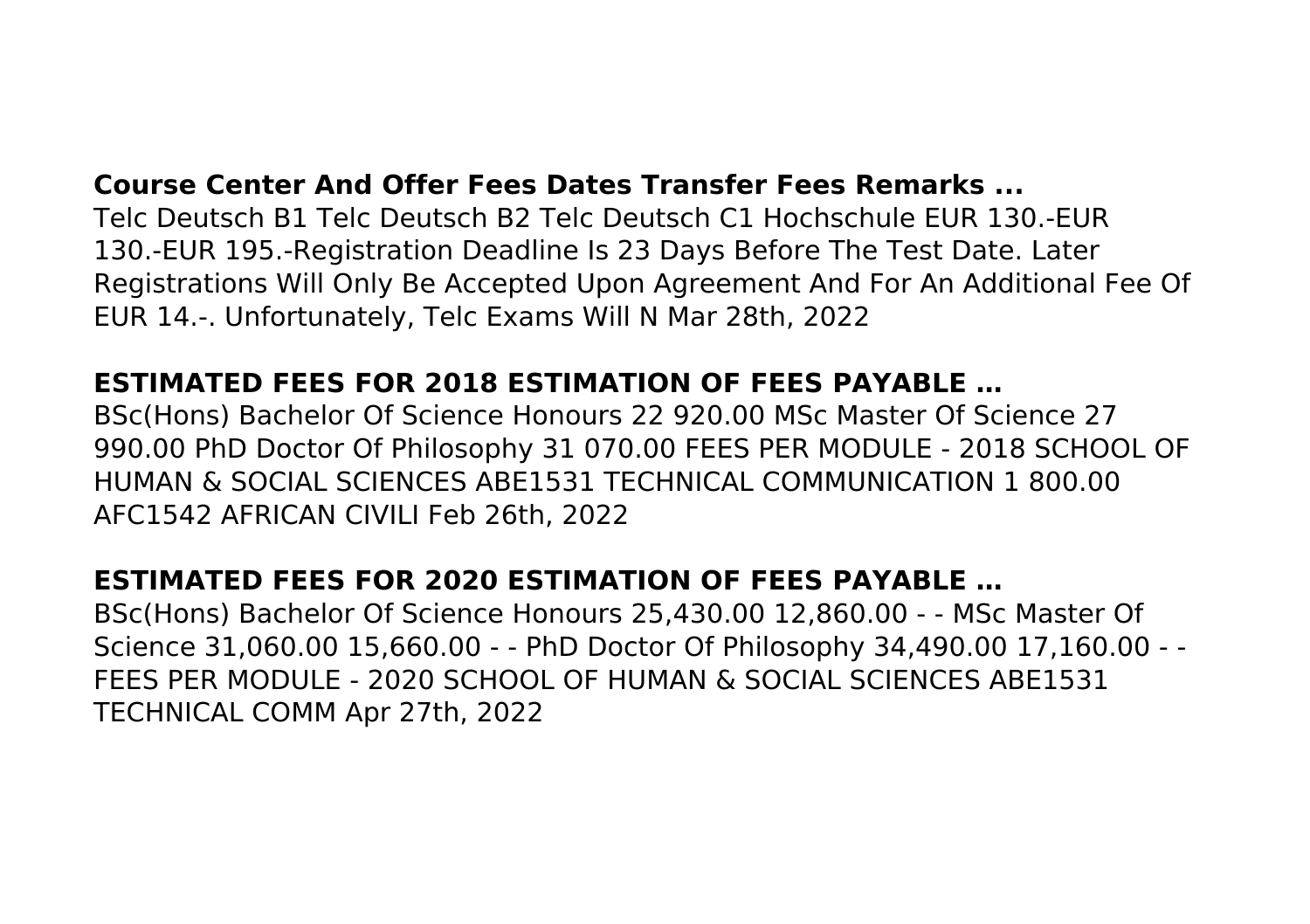**Course Center And Offer Fees Dates Transfer Fees Remarks ...**
Telc Deutsch B1 Telc Deutsch B2 Telc Deutsch C1 Hochschule EUR 130.-EUR 130.-EUR 195.-Registration Deadline Is 23 Days Before The Test Date. Later Registrations Will Only Be Accepted Upon Agreement And For An Additional Fee Of EUR 14.-. Unfortunately, Telc Exams Will N Mar 28th, 2022

**ESTIMATED FEES FOR 2018 ESTIMATION OF FEES PAYABLE …**
BSc(Hons) Bachelor Of Science Honours 22 920.00 MSc Master Of Science 27 990.00 PhD Doctor Of Philosophy 31 070.00 FEES PER MODULE - 2018 SCHOOL OF HUMAN & SOCIAL SCIENCES ABE1531 TECHNICAL COMMUNICATION 1 800.00 AFC1542 AFRICAN CIVILI Feb 26th, 2022

**ESTIMATED FEES FOR 2020 ESTIMATION OF FEES PAYABLE …**
BSc(Hons) Bachelor Of Science Honours 25,430.00 12,860.00 - - MSc Master Of Science 31,060.00 15,660.00 - - PhD Doctor Of Philosophy 34,490.00 17,160.00 - - FEES PER MODULE - 2020 SCHOOL OF HUMAN & SOCIAL SCIENCES ABE1531 TECHNICAL COMM Apr 27th, 2022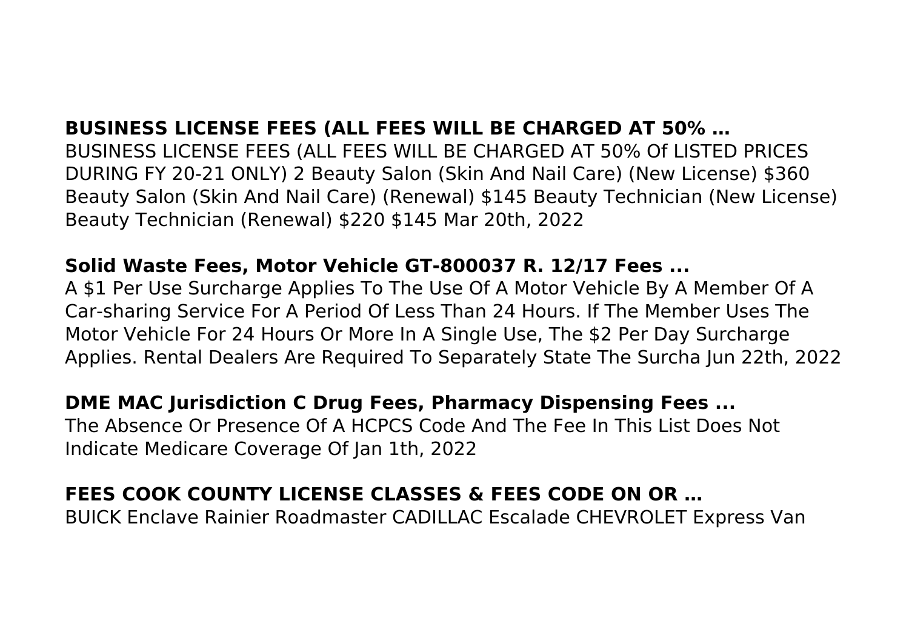**BUSINESS LICENSE FEES (ALL FEES WILL BE CHARGED AT 50% …**

BUSINESS LICENSE FEES (ALL FEES WILL BE CHARGED AT 50% Of LISTED PRICES DURING FY 20-21 ONLY) 2 Beauty Salon (Skin And Nail Care) (New License) $360 Beauty Salon (Skin And Nail Care) (Renewal) $145 Beauty Technician (New License) Beauty Technician (Renewal) $220 $145 Mar 20th, 2022

**Solid Waste Fees, Motor Vehicle GT-800037 R. 12/17 Fees ...**

A $1 Per Use Surcharge Applies To The Use Of A Motor Vehicle By A Member Of A Car-sharing Service For A Period Of Less Than 24 Hours. If The Member Uses The Motor Vehicle For 24 Hours Or More In A Single Use, The $2 Per Day Surcharge Applies. Rental Dealers Are Required To Separately State The Surcha Jun 22th, 2022

**DME MAC Jurisdiction C Drug Fees, Pharmacy Dispensing Fees ...**

The Absence Or Presence Of A HCPCS Code And The Fee In This List Does Not Indicate Medicare Coverage Of Jan 1th, 2022

**FEES COOK COUNTY LICENSE CLASSES & FEES CODE ON OR …**

BUICK Enclave Rainier Roadmaster CADILLAC Escalade CHEVROLET Express Van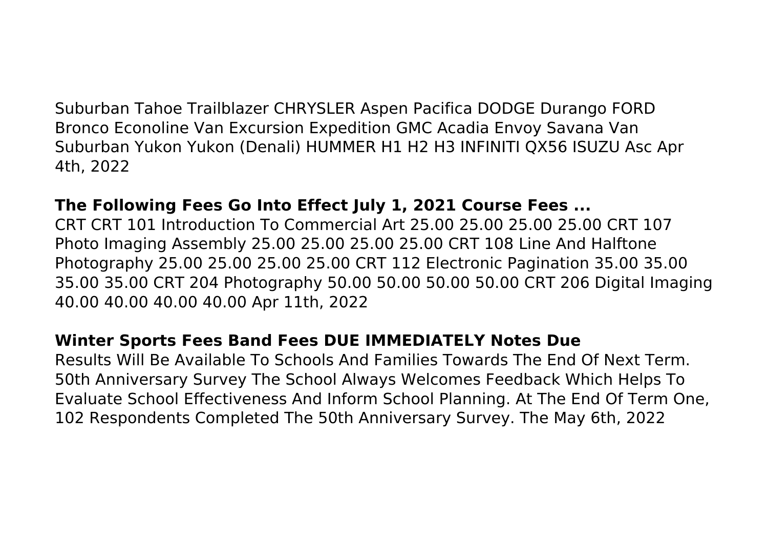Suburban Tahoe Trailblazer CHRYSLER Aspen Pacifica DODGE Durango FORD Bronco Econoline Van Excursion Expedition GMC Acadia Envoy Savana Van Suburban Yukon Yukon (Denali) HUMMER H1 H2 H3 INFINITI QX56 ISUZU Asc Apr 4th, 2022

**The Following Fees Go Into Effect July 1, 2021 Course Fees ...**
CRT CRT 101 Introduction To Commercial Art 25.00 25.00 25.00 25.00 CRT 107 Photo Imaging Assembly 25.00 25.00 25.00 25.00 CRT 108 Line And Halftone Photography 25.00 25.00 25.00 25.00 CRT 112 Electronic Pagination 35.00 35.00 35.00 35.00 CRT 204 Photography 50.00 50.00 50.00 50.00 CRT 206 Digital Imaging 40.00 40.00 40.00 40.00 Apr 11th, 2022

**Winter Sports Fees Band Fees DUE IMMEDIATELY Notes Due**
Results Will Be Available To Schools And Families Towards The End Of Next Term. 50th Anniversary Survey The School Always Welcomes Feedback Which Helps To Evaluate School Effectiveness And Inform School Planning. At The End Of Term One, 102 Respondents Completed The 50th Anniversary Survey. The May 6th, 2022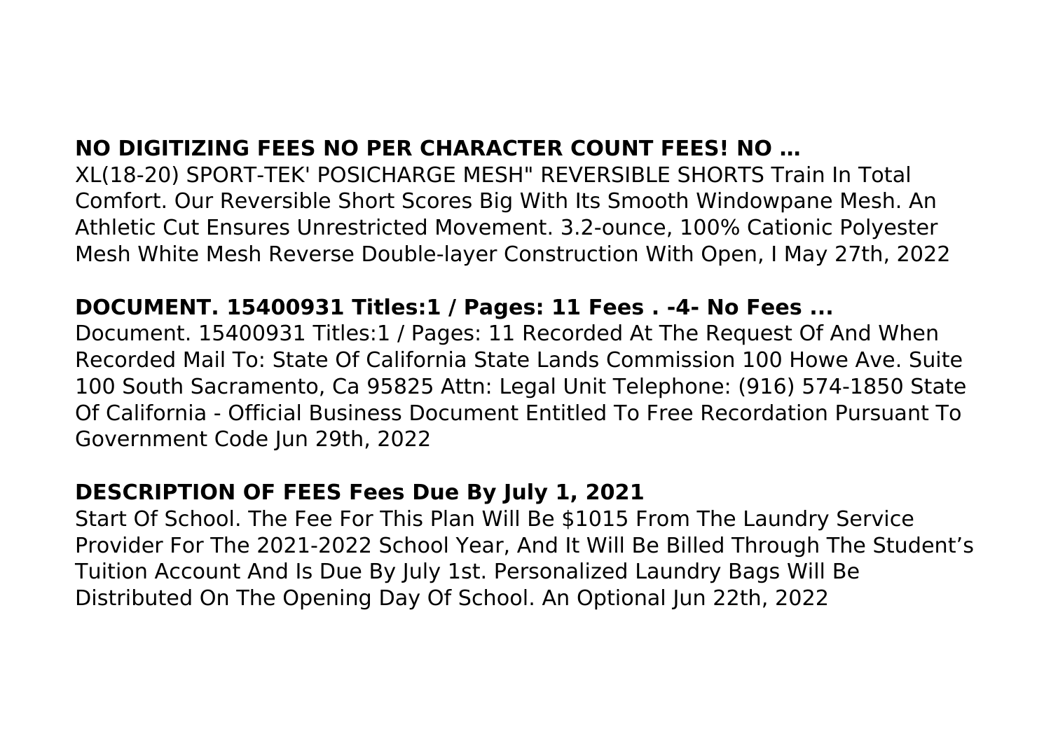**NO DIGITIZING FEES NO PER CHARACTER COUNT FEES! NO …**

XL(18-20) SPORT-TEK' POSICHARGE MESH" REVERSIBLE SHORTS Train In Total Comfort. Our Reversible Short Scores Big With Its Smooth Windowpane Mesh. An Athletic Cut Ensures Unrestricted Movement. 3.2-ounce, 100% Cationic Polyester Mesh White Mesh Reverse Double-layer Construction With Open, I May 27th, 2022

**DOCUMENT. 15400931 Titles:1 / Pages: 11 Fees . -4- No Fees ...**

Document. 15400931 Titles:1 / Pages: 11 Recorded At The Request Of And When Recorded Mail To: State Of California State Lands Commission 100 Howe Ave. Suite 100 South Sacramento, Ca 95825 Attn: Legal Unit Telephone: (916) 574-1850 State Of California - Official Business Document Entitled To Free Recordation Pursuant To Government Code Jun 29th, 2022

**DESCRIPTION OF FEES Fees Due By July 1, 2021**

Start Of School. The Fee For This Plan Will Be $1015 From The Laundry Service Provider For The 2021-2022 School Year, And It Will Be Billed Through The Student's Tuition Account And Is Due By July 1st. Personalized Laundry Bags Will Be Distributed On The Opening Day Of School. An Optional Jun 22th, 2022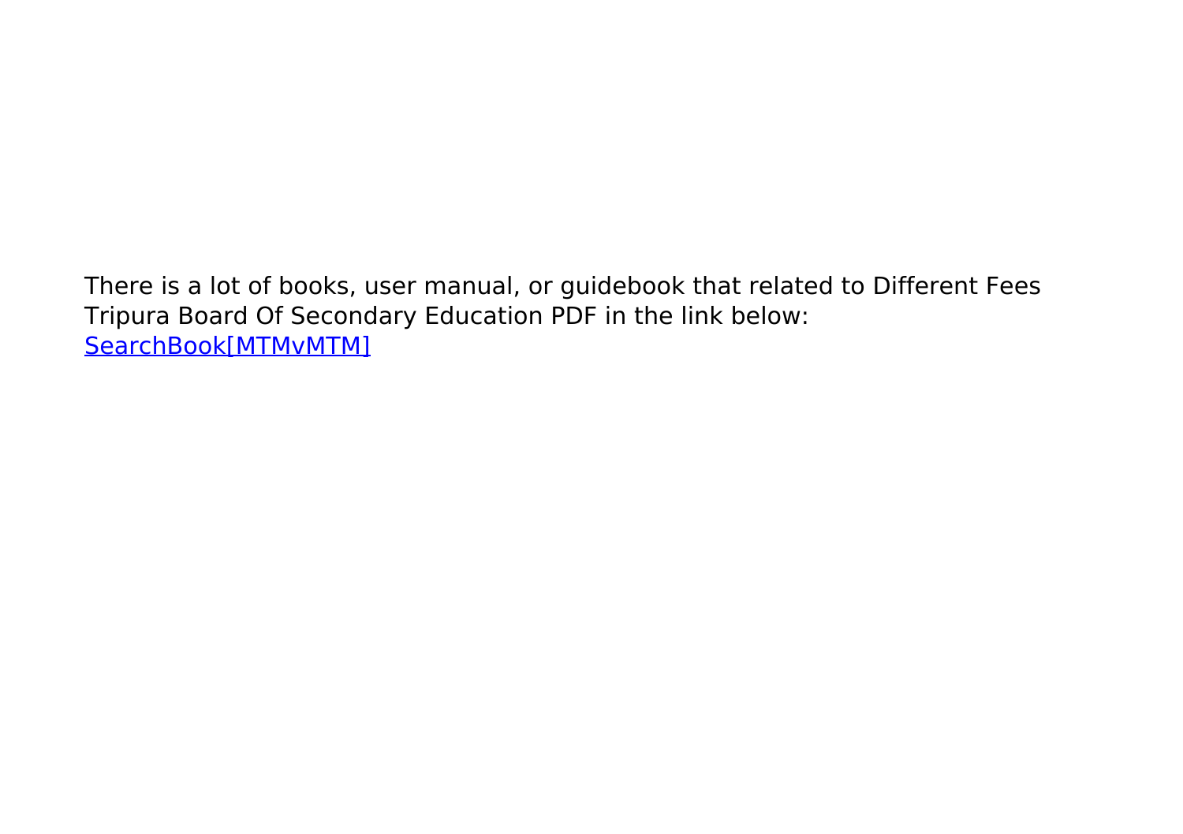There is a lot of books, user manual, or guidebook that related to Different Fees Tripura Board Of Secondary Education PDF in the link below:
SearchBook[MTMvMTM]